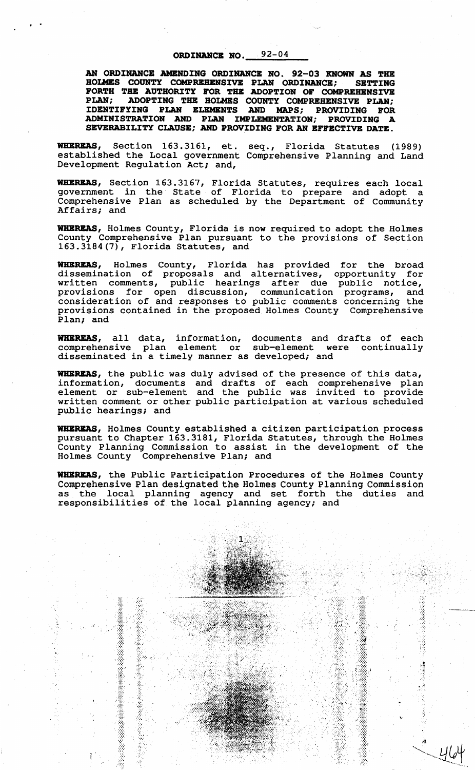## ORDINANCE NO. 92-04

**AN ORDINANCE AMENDING ORDINANCE NO. 92-03 KNOWN AS THE HOLMES COUNTY COMPREHENSIVE PLAN ORDINANCE; SETTING FORTH THE AUTHORITY FOR THE ADOPTION OF COMPREHENSIVE PLAN; ADOPTING THE HOLMES COUNTY COMPREHENSIVE PLAN; IDENTIFYING PLAN ELEMENTS AND MAPS; PROVIDING FOR ADMINISTRATION AND PLAN IMPLEMENTATION; PROVIDING A SEVERABILITY CLAUSE; AND PROVIDING FOR AN EFFECTIVE DATE.**

**WHEREAS,** Section 163.3161, et. seq., Florida Statutes (1989) established the Local government Comprehensive Planning and Land Development Regulation Act; and,

**WHEREAS,** Section 163.3167, Florida Statutes, requires each local government in the State of Florida to prepare and adopt a Comprehensive Plan as scheduled by the Department of Community Affairs; and

**WHEREAS,** Holmes County, Florida is now required to adopt the Holmes County Comprehensive Plan pursuant to the provisions of Section 163.3184(7), Florida Statutes, and

**WHEREAS,** Holmes County, Florida has provided for the broad dissemination of proposals and alternatives, opportunity for written comments, public hearings after due public notice, provisions for open discussion, communication programs, and consideration of and responses to public comments concerning the provisions contained in the proposed Holmes County Comprehensive Plan; and

**WHEREAS,** all data, information, documents and drafts of each comprehensive plan element or sub-element were continually disseminated in a timely manner as developed; and

**WHEREAS,** the public was duly advised of the presence of this data, information, documents and drafts of each comprehensive plan element or sub-element and the public was invited to provide written comment or other public participation at various scheduled public hearings; and

**WHEREAS,** Holmes County established a citizen participation process pursuant to Chapter 163.3181, Florida Statutes, through the Holmes County Planning Commission to assist in the development of the Holmes County Comprehensive Plan; and

**WHEREAS,** the Public Participation Procedures of the Holmes County Comprehensive Plan designated the Holmes County Planning Commission as the local planning agency and set forth the duties and responsibilities of the local planning agency; and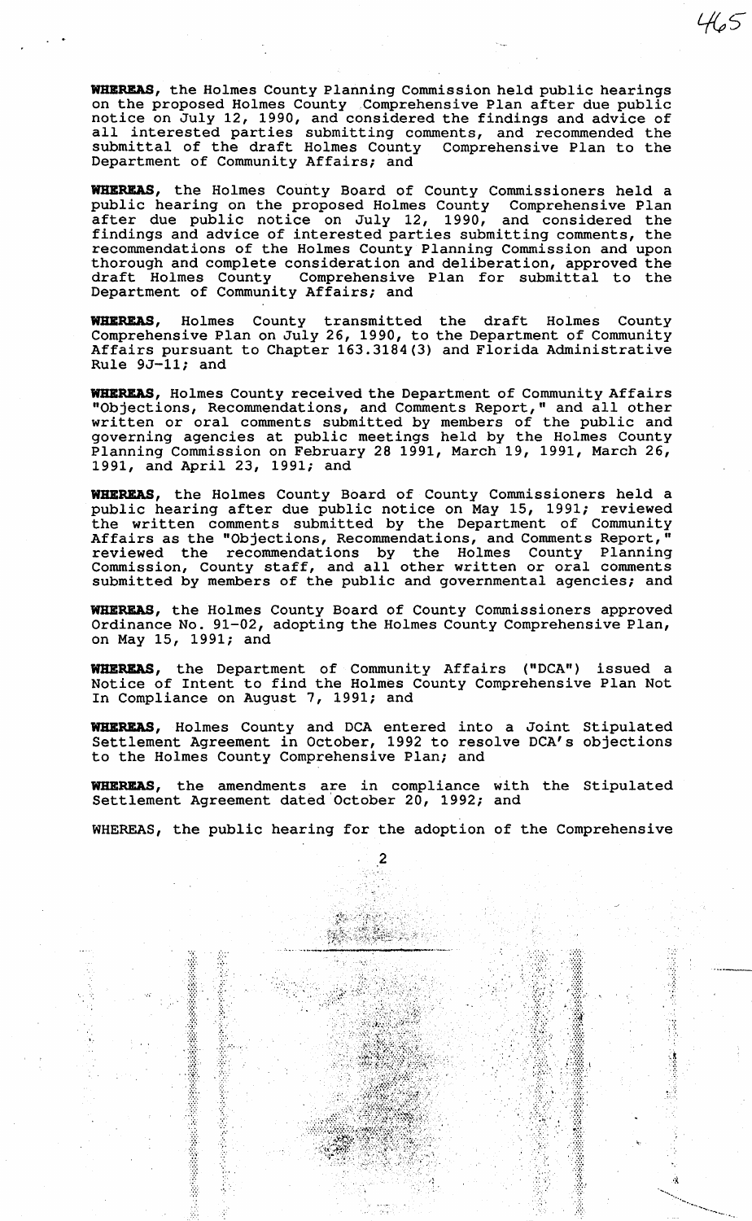**WHEREAS**, the Holmes County Planning Commission held public hearings on the proposed Holmes County Comprehensive Plan after due public notice on July 12, 1990, and considered the findings and advice of all interested parties submitting comments, and recommended the submittal of the draft Holmes County Comprehensive Plan to the Department of Community Affairs; and

**WHEREAS**, the Holmes County Board of County Commissioners held a public hearing on the proposed Holmes County Comprehensive Plan after due public notice on July 12, 1990, and considered the findings and advice of interested parties submitting comments, the recommendations of the Holmes County Planning Commission and upon thorough and complete consideration and deliberation, approved the draft Holmes County Comprehensive Plan for submittal to the Department of Community Affairs; and

**WHEREAS**, Holmes County transmitted the draft Holmes County Comprehensive Plan on July 26, 1990, to the Department of Community Affairs pursuant to Chapter 163.3184(3) and Florida Administrative Rule 9J-11; and

**WHEREAS**, Holmes County received the Department of Community Affairs "Objections, Recommendations, and Comments Report," and all other written or oral comments submitted by members of the public and governing agencies at public meetings held by the Holmes County Planning Commission on February 28 1991, March 19, 1991, March 26, 1991, and April 23, 1991; and

**WHEREAS**, the Holmes County Board of County Commissioners held a public hearing after due public notice on May 15, 1991; reviewed the written comments submitted by the Department of Community Affairs as the "Objections, Recommendations, and Comments Report," reviewed the recommendations by the Holmes County Planning Commission, County staff, and all other written or oral comments submitted by members of the public and governmental agencies; and

**WHEREAS**, the Holmes County Board of County Commissioners approved Ordinance No. 91-02, adopting the Holmes County Comprehensive Plan, on May 15, 1991; and

**WHEREAS**, the Department of Community Affairs ("DCA") issued a Notice of Intent to find the Holmes County Comprehensive Plan Not In Compliance on August 7, 1991; and

**WHEREAS**, Holmes County and DCA entered into a Joint Stipulated Settlement Agreement in October, 1992 to resolve DCA's objections to the Holmes County Comprehensive Plan; and

**WHEREAS**, the amendments are in compliance with the Stipulated Settlement Agreement dated October 20, 1992; and

WHEREAS, the public hearing for the adoption of the Comprehensive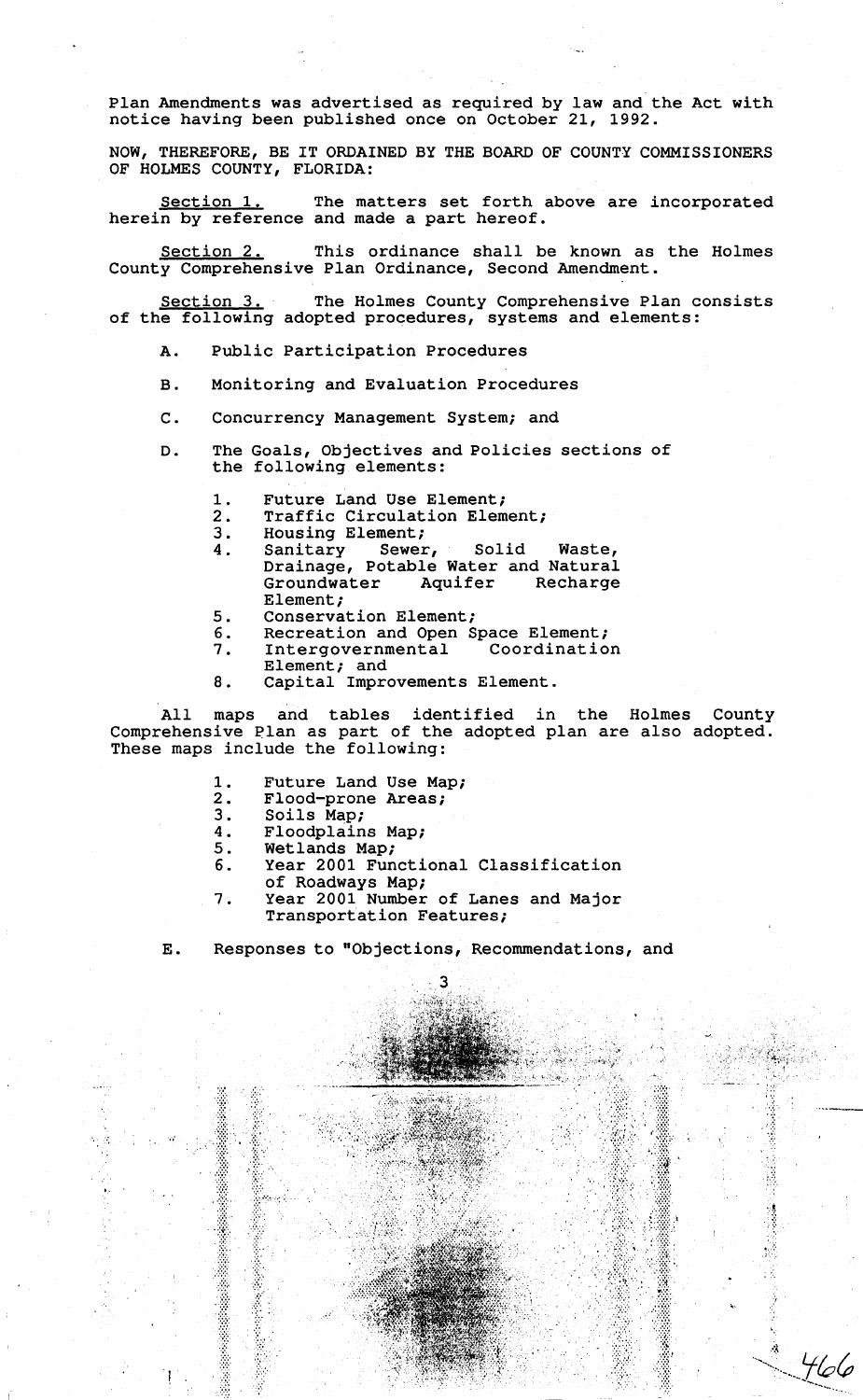Plan Amendments was advertised as required by law and the Act with notice having been published once on October 21, 1992.

NOW, THEREFORE, BE IT ORDAINED BY THE BOARD OF COUNTY COMMISSIONERS OF HOLMES COUNTY, FLORIDA:

Section 1. The matters set forth above are incorporated herein by reference and made a part hereof.

Section 2. This ordinance shall be known as the Holmes County Comprehensive Plan Ordinance, Second Amendment.

Section 3. The Holmes County Comprehensive Plan consists of the following adopted procedures, systems and elements:

A. Public Participation Procedures

B. Monitoring and Evaluation Procedures

C. Concurrency Management System; and

D. The Goals, Objectives and Policies sections of the following elements:

1. Future Land Use Element;
2. Traffic Circulation Element;
3. Housing Element;
4. Sanitary Sewer, Solid Waste, Drainage, Potable Water and Natural Groundwater Aquifer Recharge Element;
5. Conservation Element;
6. Recreation and Open Space Element;
7. Intergovernmental Coordination Element; and
8. Capital Improvements Element.

All maps and tables identified in the Holmes County Comprehensive Plan as part of the adopted plan are also adopted. These maps include the following:

1. Future Land Use Map;
2. Flood-prone Areas;
3. Soils Map;
4. Floodplains Map;
5. Wetlands Map;
6. Year 2001 Functional Classification of Roadways Map;
7. Year 2001 Number of Lanes and Major Transportation Features;

E. Responses to "Objections, Recommendations, and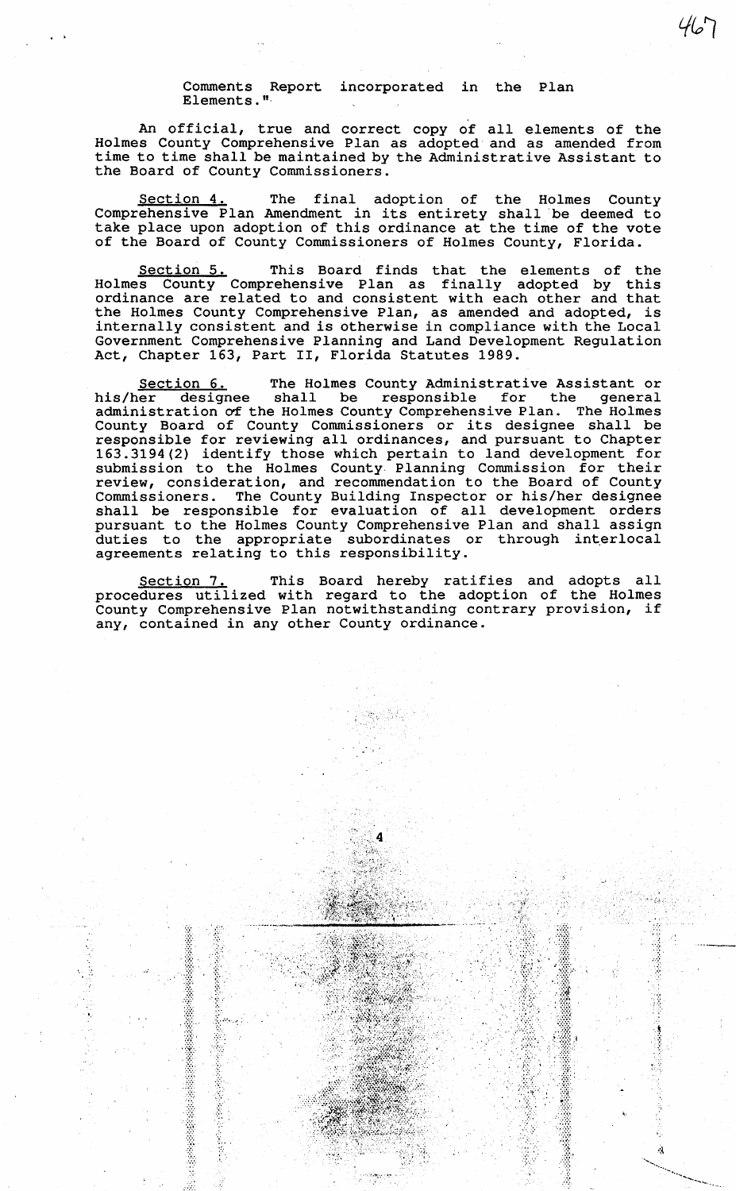Comments Report incorporated in the Plan Elements."

An official, true and correct copy of all elements of the Holmes County Comprehensive Plan as adopted and as amended from time to time shall be maintained by the Administrative Assistant to the Board of County Commissioners.

Section 4. The final adoption of the Holmes County Comprehensive Plan Amendment in its entirety shall be deemed to take place upon adoption of this ordinance at the time of the vote of the Board of County Commissioners of Holmes County, Florida.

Section 5. This Board finds that the elements of the Holmes County Comprehensive Plan as finally adopted by this ordinance are related to and consistent with each other and that the Holmes County Comprehensive Plan, as amended and adopted, is internally consistent and is otherwise in compliance with the Local Government Comprehensive Planning and Land Development Regulation Act, Chapter 163, Part II, Florida Statutes 1989.

Section 6. The Holmes County Administrative Assistant or his/her designee shall be responsible for the general administration of the Holmes County Comprehensive Plan. The Holmes County Board of County Commissioners or its designee shall be responsible for reviewing all ordinances, and pursuant to Chapter 163.3194(2) identify those which pertain to land development for submission to the Holmes County Planning Commission for their review, consideration, and recommendation to the Board of County Commissioners. The County Building Inspector or his/her designee shall be responsible for evaluation of all development orders pursuant to the Holmes County Comprehensive Plan and shall assign duties to the appropriate subordinates or through interlocal agreements relating to this responsibility.

Section 7. This Board hereby ratifies and adopts all procedures utilized with regard to the adoption of the Holmes County Comprehensive Plan notwithstanding contrary provision, if any, contained in any other County ordinance.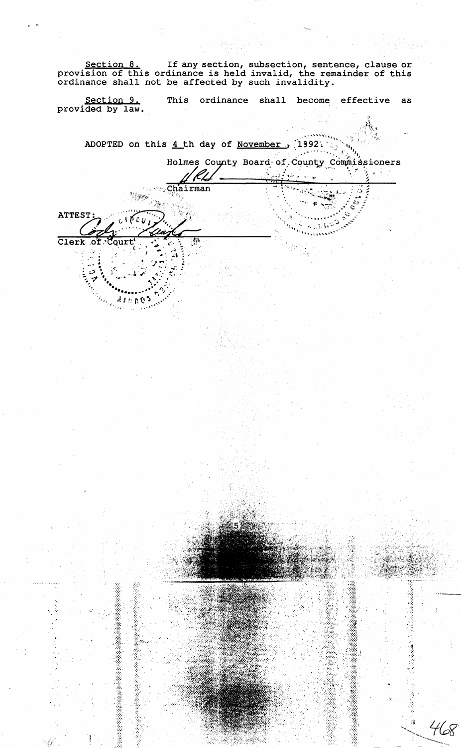<u>Section 8.</u> If any section, subsection, sentence, clause or provision of this ordinance is held invalid, the remainder of this ordinance shall not be affected by such invalidity.

<u>Section 9.</u> This ordinance shall become effective as provided by law.

ADOPTED on this <u>4</u> th day of <u>November</u>, 1992.

Holmes County Board of County Commissioners

Chairman

ATTEST:

Clerk of Court